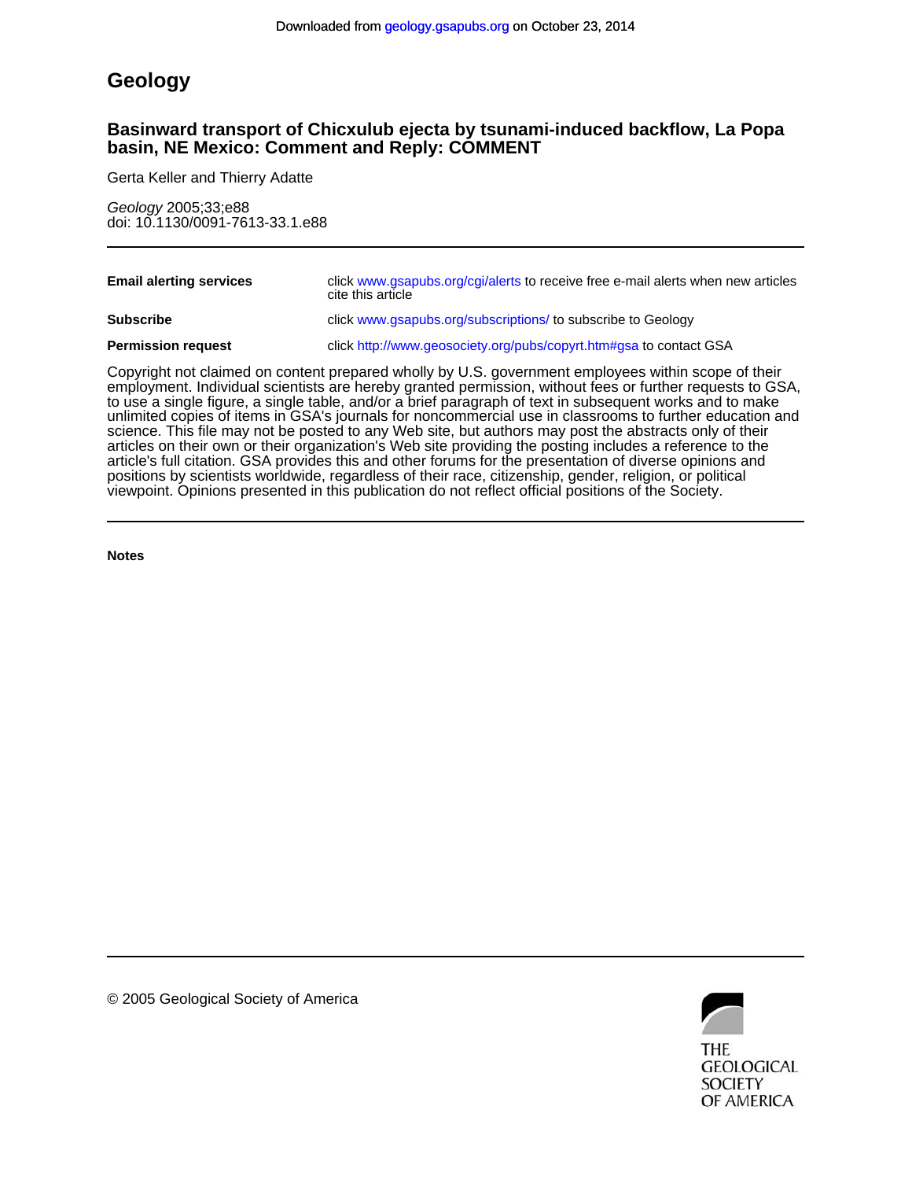Downloaded from geology.gsapubs.org on October 23, 2014

# Geology

## Basinward transport of Chicxulub ejecta by tsunami-induced backflow, La Popa basin, NE Mexico: Comment and Reply: COMMENT

Gerta Keller and Thierry Adatte

*Geology* 2005;33;e88
doi: 10.1130/0091-7613-33.1.e88

| | |
|---|---|
| **Email alerting services** | click www.gsapubs.org/cgi/alerts to receive free e-mail alerts when new articles cite this article |
| **Subscribe** | click www.gsapubs.org/subscriptions/ to subscribe to Geology |
| **Permission request** | click http://www.geosociety.org/pubs/copyrt.htm#gsa to contact GSA |

Copyright not claimed on content prepared wholly by U.S. government employees within scope of their employment. Individual scientists are hereby granted permission, without fees or further requests to GSA, to use a single figure, a single table, and/or a brief paragraph of text in subsequent works and to make unlimited copies of items in GSA's journals for noncommercial use in classrooms to further education and science. This file may not be posted to any Web site, but authors may post the abstracts only of their articles on their own or their organization's Web site providing the posting includes a reference to the article's full citation. GSA provides this and other forums for the presentation of diverse opinions and positions by scientists worldwide, regardless of their race, citizenship, gender, religion, or political viewpoint. Opinions presented in this publication do not reflect official positions of the Society.

**Notes**

© 2005 Geological Society of America

THE GEOLOGICAL SOCIETY OF AMERICA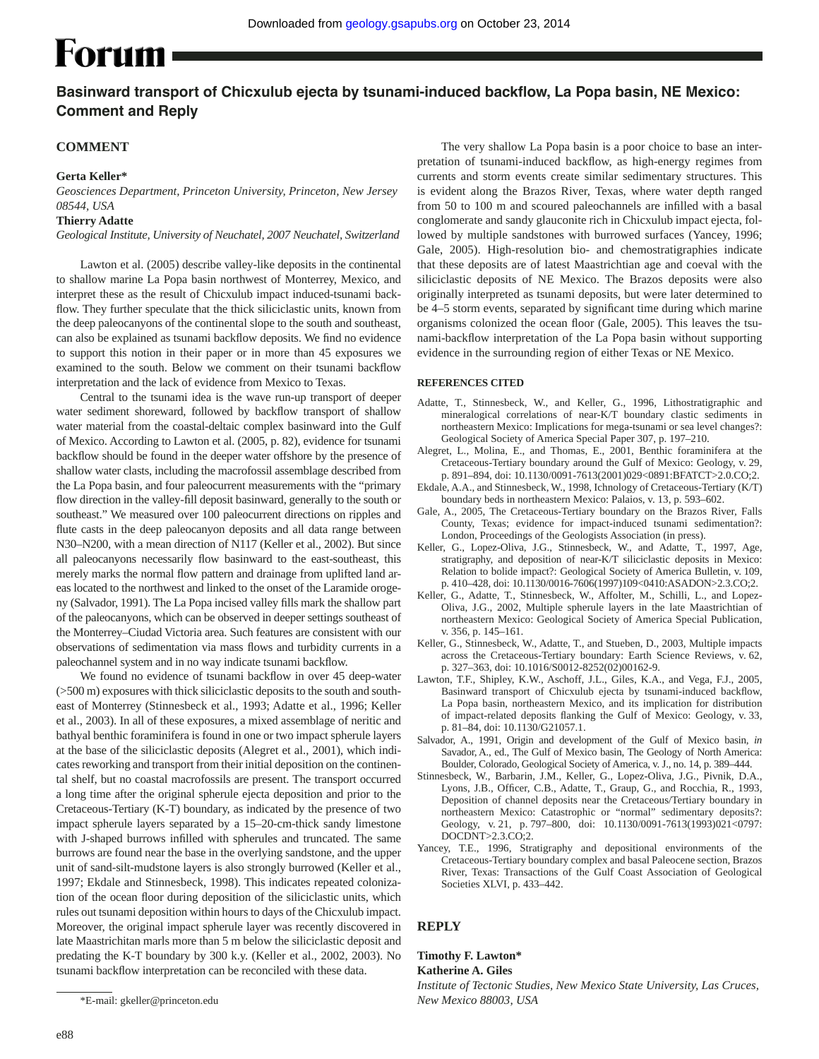# Forum

## Basinward transport of Chicxulub ejecta by tsunami-induced backflow, La Popa basin, NE Mexico: Comment and Reply

### COMMENT

**Gerta Keller***

*Geosciences Department, Princeton University, Princeton, New Jersey 08544, USA*

**Thierry Adatte**

*Geological Institute, University of Neuchatel, 2007 Neuchatel, Switzerland*

Lawton et al. (2005) describe valley-like deposits in the continental to shallow marine La Popa basin northwest of Monterrey, Mexico, and interpret these as the result of Chicxulub impact induced-tsunami backflow. They further speculate that the thick siliciclastic units, known from the deep paleocanyons of the continental slope to the south and southeast, can also be explained as tsunami backflow deposits. We find no evidence to support this notion in their paper or in more than 45 exposures we examined to the south. Below we comment on their tsunami backflow interpretation and the lack of evidence from Mexico to Texas.

Central to the tsunami idea is the wave run-up transport of deeper water sediment shoreward, followed by backflow transport of shallow water material from the coastal-deltaic complex basinward into the Gulf of Mexico. According to Lawton et al. (2005, p. 82), evidence for tsunami backflow should be found in the deeper water offshore by the presence of shallow water clasts, including the macrofossil assemblage described from the La Popa basin, and four paleocurrent measurements with the "primary flow direction in the valley-fill deposit basinward, generally to the south or southeast." We measured over 100 paleocurrent directions on ripples and flute casts in the deep paleocanyon deposits and all data range between N30–N200, with a mean direction of N117 (Keller et al., 2002). But since all paleocanyons necessarily flow basinward to the east-southeast, this merely marks the normal flow pattern and drainage from uplifted land areas located to the northwest and linked to the onset of the Laramide orogeny (Salvador, 1991). The La Popa incised valley fills mark the shallow part of the paleocanyons, which can be observed in deeper settings southeast of the Monterrey–Ciudad Victoria area. Such features are consistent with our observations of sedimentation via mass flows and turbidity currents in a paleochannel system and in no way indicate tsunami backflow.

We found no evidence of tsunami backflow in over 45 deep-water (>500 m) exposures with thick siliciclastic deposits to the south and southeast of Monterrey (Stinnesbeck et al., 1993; Adatte et al., 1996; Keller et al., 2003). In all of these exposures, a mixed assemblage of neritic and bathyal benthic foraminifera is found in one or two impact spherule layers at the base of the siliciclastic deposits (Alegret et al., 2001), which indicates reworking and transport from their initial deposition on the continental shelf, but no coastal macrofossils are present. The transport occurred a long time after the original spherule ejecta deposition and prior to the Cretaceous-Tertiary (K-T) boundary, as indicated by the presence of two impact spherule layers separated by a 15–20-cm-thick sandy limestone with J-shaped burrows infilled with spherules and truncated. The same burrows are found near the base in the overlying sandstone, and the upper unit of sand-silt-mudstone layers is also strongly burrowed (Keller et al., 1997; Ekdale and Stinnesbeck, 1998). This indicates repeated colonization of the ocean floor during deposition of the siliciclastic units, which rules out tsunami deposition within hours to days of the Chicxulub impact. Moreover, the original impact spherule layer was recently discovered in late Maastrichitan marls more than 5 m below the siliciclastic deposit and predating the K-T boundary by 300 k.y. (Keller et al., 2002, 2003). No tsunami backflow interpretation can be reconciled with these data.

The very shallow La Popa basin is a poor choice to base an interpretation of tsunami-induced backflow, as high-energy regimes from currents and storm events create similar sedimentary structures. This is evident along the Brazos River, Texas, where water depth ranged from 50 to 100 m and scoured paleochannels are infilled with a basal conglomerate and sandy glauconite rich in Chicxulub impact ejecta, followed by multiple sandstones with burrowed surfaces (Yancey, 1996; Gale, 2005). High-resolution bio- and chemostratigraphies indicate that these deposits are of latest Maastrichtian age and coeval with the siliciclastic deposits of NE Mexico. The Brazos deposits were also originally interpreted as tsunami deposits, but were later determined to be 4–5 storm events, separated by significant time during which marine organisms colonized the ocean floor (Gale, 2005). This leaves the tsunami-backflow interpretation of the La Popa basin without supporting evidence in the surrounding region of either Texas or NE Mexico.

#### REFERENCES CITED

- Adatte, T., Stinnesbeck, W., and Keller, G., 1996, Lithostratigraphic and mineralogical correlations of near-K/T boundary clastic sediments in northeastern Mexico: Implications for mega-tsunami or sea level changes?: Geological Society of America Special Paper 307, p. 197–210.
- Alegret, L., Molina, E., and Thomas, E., 2001, Benthic foraminifera at the Cretaceous-Tertiary boundary around the Gulf of Mexico: Geology, v. 29, p. 891–894, doi: 10.1130/0091-7613(2001)029<0891:BFATCT>2.0.CO;2.
- Ekdale, A.A., and Stinnesbeck, W., 1998, Ichnology of Cretaceous-Tertiary (K/T) boundary beds in northeastern Mexico: Palaios, v. 13, p. 593–602.
- Gale, A., 2005, The Cretaceous-Tertiary boundary on the Brazos River, Falls County, Texas; evidence for impact-induced tsunami sedimentation?: London, Proceedings of the Geologists Association (in press).
- Keller, G., Lopez-Oliva, J.G., Stinnesbeck, W., and Adatte, T., 1997, Age, stratigraphy, and deposition of near-K/T siliciclastic deposits in Mexico: Relation to bolide impact?: Geological Society of America Bulletin, v. 109, p. 410–428, doi: 10.1130/0016-7606(1997)109<0410:ASADON>2.3.CO;2.
- Keller, G., Adatte, T., Stinnesbeck, W., Affolter, M., Schilli, L., and Lopez-Oliva, J.G., 2002, Multiple spherule layers in the late Maastrichtian of northeastern Mexico: Geological Society of America Special Publication, v. 356, p. 145–161.
- Keller, G., Stinnesbeck, W., Adatte, T., and Stueben, D., 2003, Multiple impacts across the Cretaceous-Tertiary boundary: Earth Science Reviews, v. 62, p. 327–363, doi: 10.1016/S0012-8252(02)00162-9.
- Lawton, T.F., Shipley, K.W., Aschoff, J.L., Giles, K.A., and Vega, F.J., 2005, Basinward transport of Chicxulub ejecta by tsunami-induced backflow, La Popa basin, northeastern Mexico, and its implication for distribution of impact-related deposits flanking the Gulf of Mexico: Geology, v. 33, p. 81–84, doi: 10.1130/G21057.1.
- Salvador, A., 1991, Origin and development of the Gulf of Mexico basin, *in* Salvador, A., ed., The Gulf of Mexico basin, The Geology of North America: Boulder, Colorado, Geological Society of America, v. J., no. 14, p. 389–444.
- Stinnesbeck, W., Barbarin, J.M., Keller, G., Lopez-Oliva, J.G., Pivnik, D.A., Lyons, J.B., Officer, C.B., Adatte, T., Graup, G., and Rocchia, R., 1993, Deposition of channel deposits near the Cretaceous/Tertiary boundary in northeastern Mexico: Catastrophic or "normal" sedimentary deposits?: Geology, v. 21, p. 797–800, doi: 10.1130/0091-7613(1993)021<0797:DOCDNT>2.3.CO;2.
- Yancey, T.E., 1996, Stratigraphy and depositional environments of the Cretaceous-Tertiary boundary complex and basal Paleocene section, Brazos River, Texas: Transactions of the Gulf Coast Association of Geological Societies XLVI, p. 433–442.

### REPLY

**Timothy F. Lawton***

**Katherine A. Giles**

*Institute of Tectonic Studies, New Mexico State University, Las Cruces, New Mexico 88003, USA*

*E-mail: gkeller@princeton.edu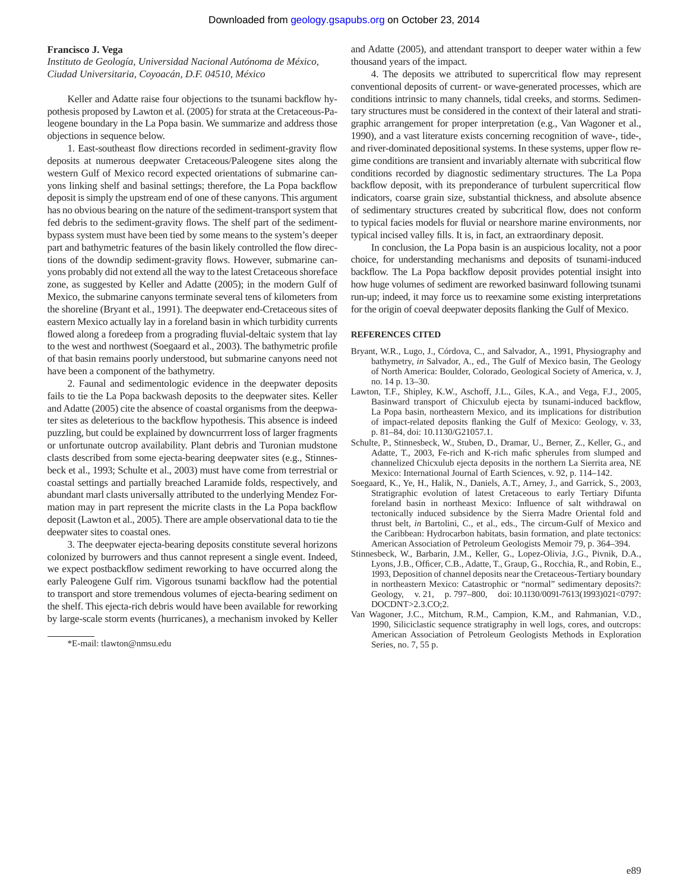**Francisco J. Vega**

*Instituto de Geología, Universidad Nacional Autónoma de México, Ciudad Universitaria, Coyoacán, D.F. 04510, México*

Keller and Adatte raise four objections to the tsunami backflow hypothesis proposed by Lawton et al. (2005) for strata at the Cretaceous-Paleogene boundary in the La Popa basin. We summarize and address those objections in sequence below.

1. East-southeast flow directions recorded in sediment-gravity flow deposits at numerous deepwater Cretaceous/Paleogene sites along the western Gulf of Mexico record expected orientations of submarine canyons linking shelf and basinal settings; therefore, the La Popa backflow deposit is simply the upstream end of one of these canyons. This argument has no obvious bearing on the nature of the sediment-transport system that fed debris to the sediment-gravity flows. The shelf part of the sediment-bypass system must have been tied by some means to the system's deeper part and bathymetric features of the basin likely controlled the flow directions of the downdip sediment-gravity flows. However, submarine canyons probably did not extend all the way to the latest Cretaceous shoreface zone, as suggested by Keller and Adatte (2005); in the modern Gulf of Mexico, the submarine canyons terminate several tens of kilometers from the shoreline (Bryant et al., 1991). The deepwater end-Cretaceous sites of eastern Mexico actually lay in a foreland basin in which turbidity currents flowed along a foredeep from a prograding fluvial-deltaic system that lay to the west and northwest (Soegaard et al., 2003). The bathymetric profile of that basin remains poorly understood, but submarine canyons need not have been a component of the bathymetry.

2. Faunal and sedimentologic evidence in the deepwater deposits fails to tie the La Popa backwash deposits to the deepwater sites. Keller and Adatte (2005) cite the absence of coastal organisms from the deepwater sites as deleterious to the backflow hypothesis. This absence is indeed puzzling, but could be explained by downcurrrent loss of larger fragments or unfortunate outcrop availability. Plant debris and Turonian mudstone clasts described from some ejecta-bearing deepwater sites (e.g., Stinnesbeck et al., 1993; Schulte et al., 2003) must have come from terrestrial or coastal settings and partially breached Laramide folds, respectively, and abundant marl clasts universally attributed to the underlying Mendez Formation may in part represent the micrite clasts in the La Popa backflow deposit (Lawton et al., 2005). There are ample observational data to tie the deepwater sites to coastal ones.

3. The deepwater ejecta-bearing deposits constitute several horizons colonized by burrowers and thus cannot represent a single event. Indeed, we expect postbackflow sediment reworking to have occurred along the early Paleogene Gulf rim. Vigorous tsunami backflow had the potential to transport and store tremendous volumes of ejecta-bearing sediment on the shelf. This ejecta-rich debris would have been available for reworking by large-scale storm events (hurricanes), a mechanism invoked by Keller and Adatte (2005), and attendant transport to deeper water within a few thousand years of the impact.

4. The deposits we attributed to supercritical flow may represent conventional deposits of current- or wave-generated processes, which are conditions intrinsic to many channels, tidal creeks, and storms. Sedimentary structures must be considered in the context of their lateral and stratigraphic arrangement for proper interpretation (e.g., Van Wagoner et al., 1990), and a vast literature exists concerning recognition of wave-, tide-, and river-dominated depositional systems. In these systems, upper flow regime conditions are transient and invariably alternate with subcritical flow conditions recorded by diagnostic sedimentary structures. The La Popa backflow deposit, with its preponderance of turbulent supercritical flow indicators, coarse grain size, substantial thickness, and absolute absence of sedimentary structures created by subcritical flow, does not conform to typical facies models for fluvial or nearshore marine environments, nor typical incised valley fills. It is, in fact, an extraordinary deposit.

In conclusion, the La Popa basin is an auspicious locality, not a poor choice, for understanding mechanisms and deposits of tsunami-induced backflow. The La Popa backflow deposit provides potential insight into how huge volumes of sediment are reworked basinward following tsunami run-up; indeed, it may force us to reexamine some existing interpretations for the origin of coeval deepwater deposits flanking the Gulf of Mexico.

## REFERENCES CITED

Bryant, W.R., Lugo, J., Córdova, C., and Salvador, A., 1991, Physiography and bathymetry, *in* Salvador, A., ed., The Gulf of Mexico basin, The Geology of North America: Boulder, Colorado, Geological Society of America, v. J, no. 14 p. 13–30.

Lawton, T.F., Shipley, K.W., Aschoff, J.L., Giles, K.A., and Vega, F.J., 2005, Basinward transport of Chicxulub ejecta by tsunami-induced backflow, La Popa basin, northeastern Mexico, and its implications for distribution of impact-related deposits flanking the Gulf of Mexico: Geology, v. 33, p. 81–84, doi: 10.1130/G21057.1.

Schulte, P., Stinnesbeck, W., Stuben, D., Dramar, U., Berner, Z., Keller, G., and Adatte, T., 2003, Fe-rich and K-rich mafic spherules from slumped and channelized Chicxulub ejecta deposits in the northern La Sierrita area, NE Mexico: International Journal of Earth Sciences, v. 92, p. 114–142.

Soegaard, K., Ye, H., Halik, N., Daniels, A.T., Arney, J., and Garrick, S., 2003, Stratigraphic evolution of latest Cretaceous to early Tertiary Difunta foreland basin in northeast Mexico: Influence of salt withdrawal on tectonically induced subsidence by the Sierra Madre Oriental fold and thrust belt, *in* Bartolini, C., et al., eds., The circum-Gulf of Mexico and the Caribbean: Hydrocarbon habitats, basin formation, and plate tectonics: American Association of Petroleum Geologists Memoir 79, p. 364–394.

Stinnesbeck, W., Barbarin, J.M., Keller, G., Lopez-Olivia, J.G., Pivnik, D.A., Lyons, J.B., Officer, C.B., Adatte, T., Graup, G., Rocchia, R., and Robin, E., 1993, Deposition of channel deposits near the Cretaceous-Tertiary boundary in northeastern Mexico: Catastrophic or "normal" sedimentary deposits?: Geology, v. 21, p. 797–800, doi: 10.1130/0091-7613(1993)021<0797:DOCDNT>2.3.CO;2.

Van Wagoner, J.C., Mitchum, R.M., Campion, K.M., and Rahmanian, V.D., 1990, Siliciclastic sequence stratigraphy in well logs, cores, and outcrops: American Association of Petroleum Geologists Methods in Exploration Series, no. 7, 55 p.

*E-mail: tlawton@nmsu.edu